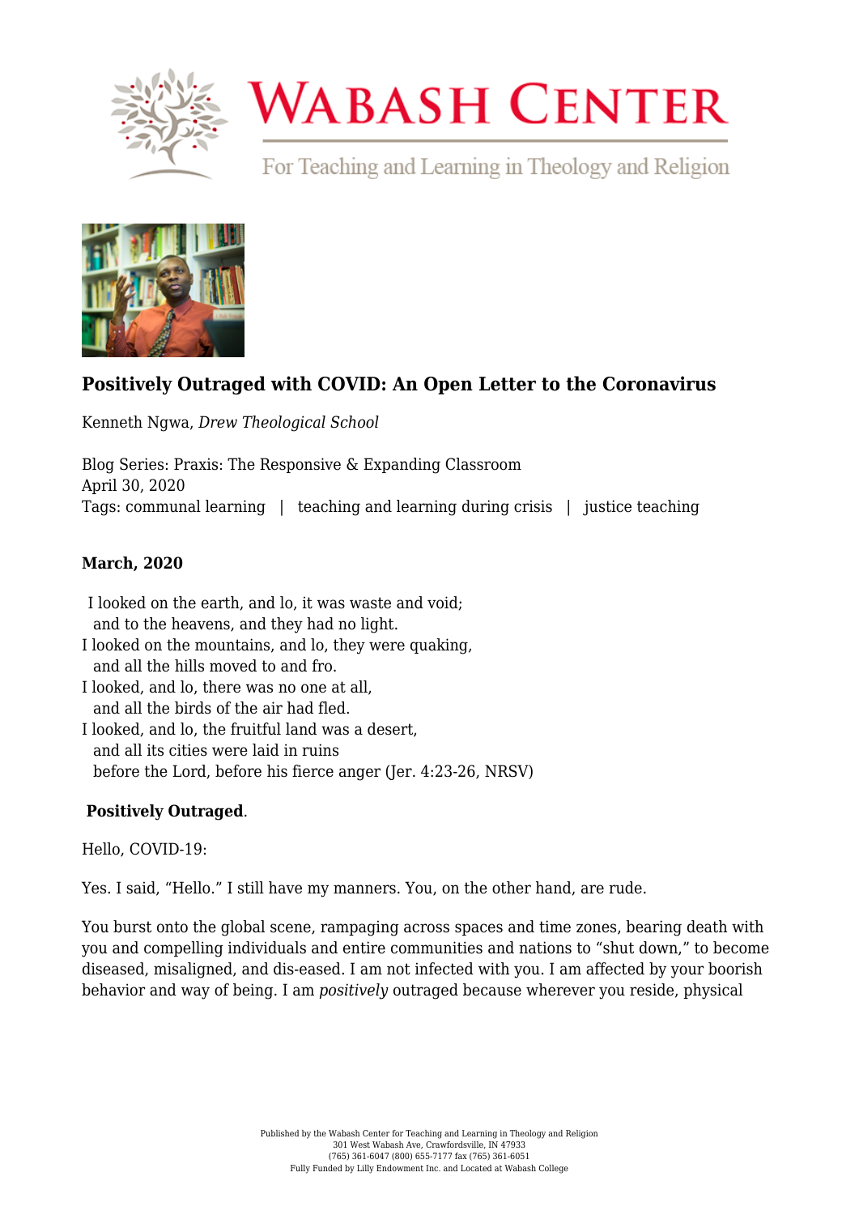# Positively Outraged with COVID: An Open Letter to the Coronavirus

Kenneth Ngwa, *Drew Theological School*

Blog Series: Praxis: The Responsive & Expanding Classroom
April 30, 2020
Tags: communal learning | teaching and learning during crisis | justice teaching

**March, 2020**

I looked on the earth, and lo, it was waste and void;
and to the heavens, and they had no light.
I looked on the mountains, and lo, they were quaking,
and all the hills moved to and fro.
I looked, and lo, there was no one at all,
and all the birds of the air had fled.
I looked, and lo, the fruitful land was a desert,
and all its cities were laid in ruins
before the Lord, before his fierce anger (Jer. 4:23-26, NRSV)

**Positively Outraged**.

Hello, COVID-19:

Yes. I said, "Hello." I still have my manners. You, on the other hand, are rude.

You burst onto the global scene, rampaging across spaces and time zones, bearing death with you and compelling individuals and entire communities and nations to "shut down," to become diseased, misaligned, and dis-eased. I am not infected with you. I am affected by your boorish behavior and way of being. I am *positively* outraged because wherever you reside, physical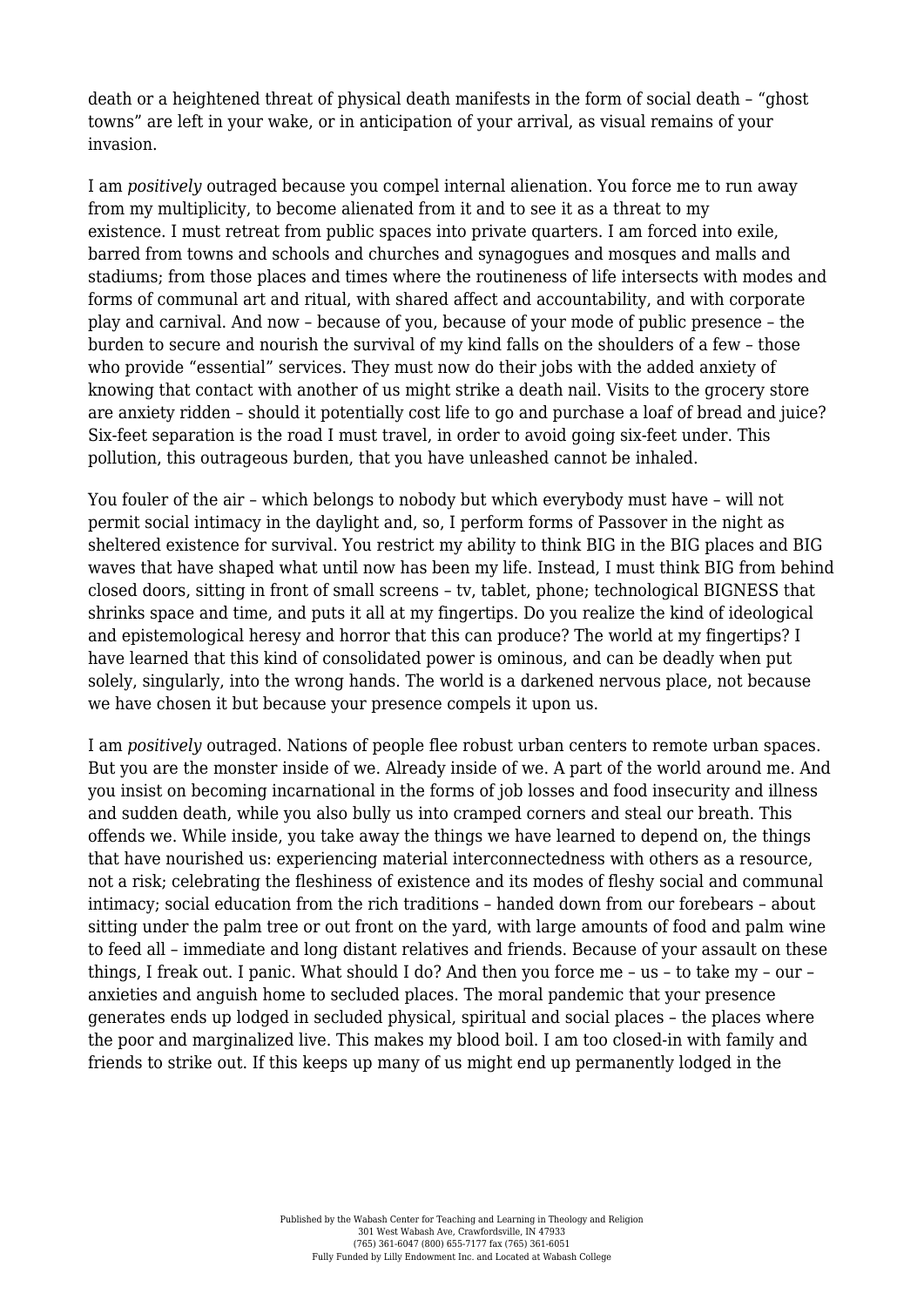death or a heightened threat of physical death manifests in the form of social death – "ghost towns" are left in your wake, or in anticipation of your arrival, as visual remains of your invasion.

I am *positively* outraged because you compel internal alienation. You force me to run away from my multiplicity, to become alienated from it and to see it as a threat to my existence. I must retreat from public spaces into private quarters. I am forced into exile, barred from towns and schools and churches and synagogues and mosques and malls and stadiums; from those places and times where the routineness of life intersects with modes and forms of communal art and ritual, with shared affect and accountability, and with corporate play and carnival. And now – because of you, because of your mode of public presence – the burden to secure and nourish the survival of my kind falls on the shoulders of a few – those who provide "essential" services. They must now do their jobs with the added anxiety of knowing that contact with another of us might strike a death nail. Visits to the grocery store are anxiety ridden – should it potentially cost life to go and purchase a loaf of bread and juice? Six-feet separation is the road I must travel, in order to avoid going six-feet under. This pollution, this outrageous burden, that you have unleashed cannot be inhaled.

You fouler of the air – which belongs to nobody but which everybody must have – will not permit social intimacy in the daylight and, so, I perform forms of Passover in the night as sheltered existence for survival. You restrict my ability to think BIG in the BIG places and BIG waves that have shaped what until now has been my life. Instead, I must think BIG from behind closed doors, sitting in front of small screens – tv, tablet, phone; technological BIGNESS that shrinks space and time, and puts it all at my fingertips. Do you realize the kind of ideological and epistemological heresy and horror that this can produce? The world at my fingertips? I have learned that this kind of consolidated power is ominous, and can be deadly when put solely, singularly, into the wrong hands. The world is a darkened nervous place, not because we have chosen it but because your presence compels it upon us.

I am *positively* outraged. Nations of people flee robust urban centers to remote urban spaces. But you are the monster inside of we. Already inside of we. A part of the world around me. And you insist on becoming incarnational in the forms of job losses and food insecurity and illness and sudden death, while you also bully us into cramped corners and steal our breath. This offends we. While inside, you take away the things we have learned to depend on, the things that have nourished us: experiencing material interconnectedness with others as a resource, not a risk; celebrating the fleshiness of existence and its modes of fleshy social and communal intimacy; social education from the rich traditions – handed down from our forebears – about sitting under the palm tree or out front on the yard, with large amounts of food and palm wine to feed all – immediate and long distant relatives and friends. Because of your assault on these things, I freak out. I panic. What should I do? And then you force me – us – to take my – our – anxieties and anguish home to secluded places. The moral pandemic that your presence generates ends up lodged in secluded physical, spiritual and social places – the places where the poor and marginalized live. This makes my blood boil. I am too closed-in with family and friends to strike out. If this keeps up many of us might end up permanently lodged in the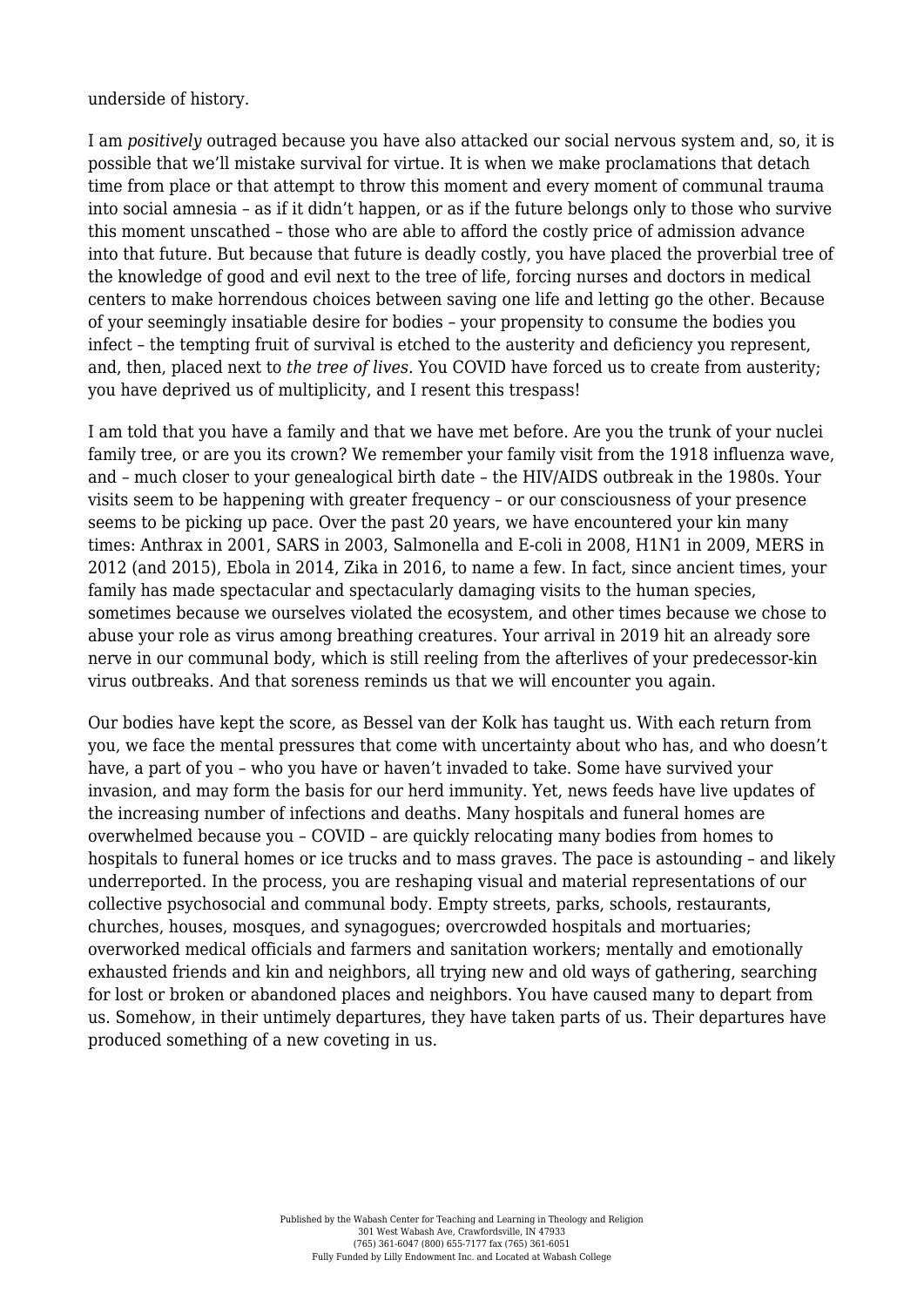underside of history.

I am *positively* outraged because you have also attacked our social nervous system and, so, it is possible that we'll mistake survival for virtue. It is when we make proclamations that detach time from place or that attempt to throw this moment and every moment of communal trauma into social amnesia – as if it didn't happen, or as if the future belongs only to those who survive this moment unscathed – those who are able to afford the costly price of admission advance into that future. But because that future is deadly costly, you have placed the proverbial tree of the knowledge of good and evil next to the tree of life, forcing nurses and doctors in medical centers to make horrendous choices between saving one life and letting go the other. Because of your seemingly insatiable desire for bodies – your propensity to consume the bodies you infect – the tempting fruit of survival is etched to the austerity and deficiency you represent, and, then, placed next to *the tree of lives*. You COVID have forced us to create from austerity; you have deprived us of multiplicity, and I resent this trespass!

I am told that you have a family and that we have met before. Are you the trunk of your nuclei family tree, or are you its crown? We remember your family visit from the 1918 influenza wave, and – much closer to your genealogical birth date – the HIV/AIDS outbreak in the 1980s. Your visits seem to be happening with greater frequency – or our consciousness of your presence seems to be picking up pace. Over the past 20 years, we have encountered your kin many times: Anthrax in 2001, SARS in 2003, Salmonella and E-coli in 2008, H1N1 in 2009, MERS in 2012 (and 2015), Ebola in 2014, Zika in 2016, to name a few. In fact, since ancient times, your family has made spectacular and spectacularly damaging visits to the human species, sometimes because we ourselves violated the ecosystem, and other times because we chose to abuse your role as virus among breathing creatures. Your arrival in 2019 hit an already sore nerve in our communal body, which is still reeling from the afterlives of your predecessor-kin virus outbreaks. And that soreness reminds us that we will encounter you again.

Our bodies have kept the score, as Bessel van der Kolk has taught us. With each return from you, we face the mental pressures that come with uncertainty about who has, and who doesn't have, a part of you – who you have or haven't invaded to take. Some have survived your invasion, and may form the basis for our herd immunity. Yet, news feeds have live updates of the increasing number of infections and deaths. Many hospitals and funeral homes are overwhelmed because you – COVID – are quickly relocating many bodies from homes to hospitals to funeral homes or ice trucks and to mass graves. The pace is astounding – and likely underreported. In the process, you are reshaping visual and material representations of our collective psychosocial and communal body. Empty streets, parks, schools, restaurants, churches, houses, mosques, and synagogues; overcrowded hospitals and mortuaries; overworked medical officials and farmers and sanitation workers; mentally and emotionally exhausted friends and kin and neighbors, all trying new and old ways of gathering, searching for lost or broken or abandoned places and neighbors. You have caused many to depart from us. Somehow, in their untimely departures, they have taken parts of us. Their departures have produced something of a new coveting in us.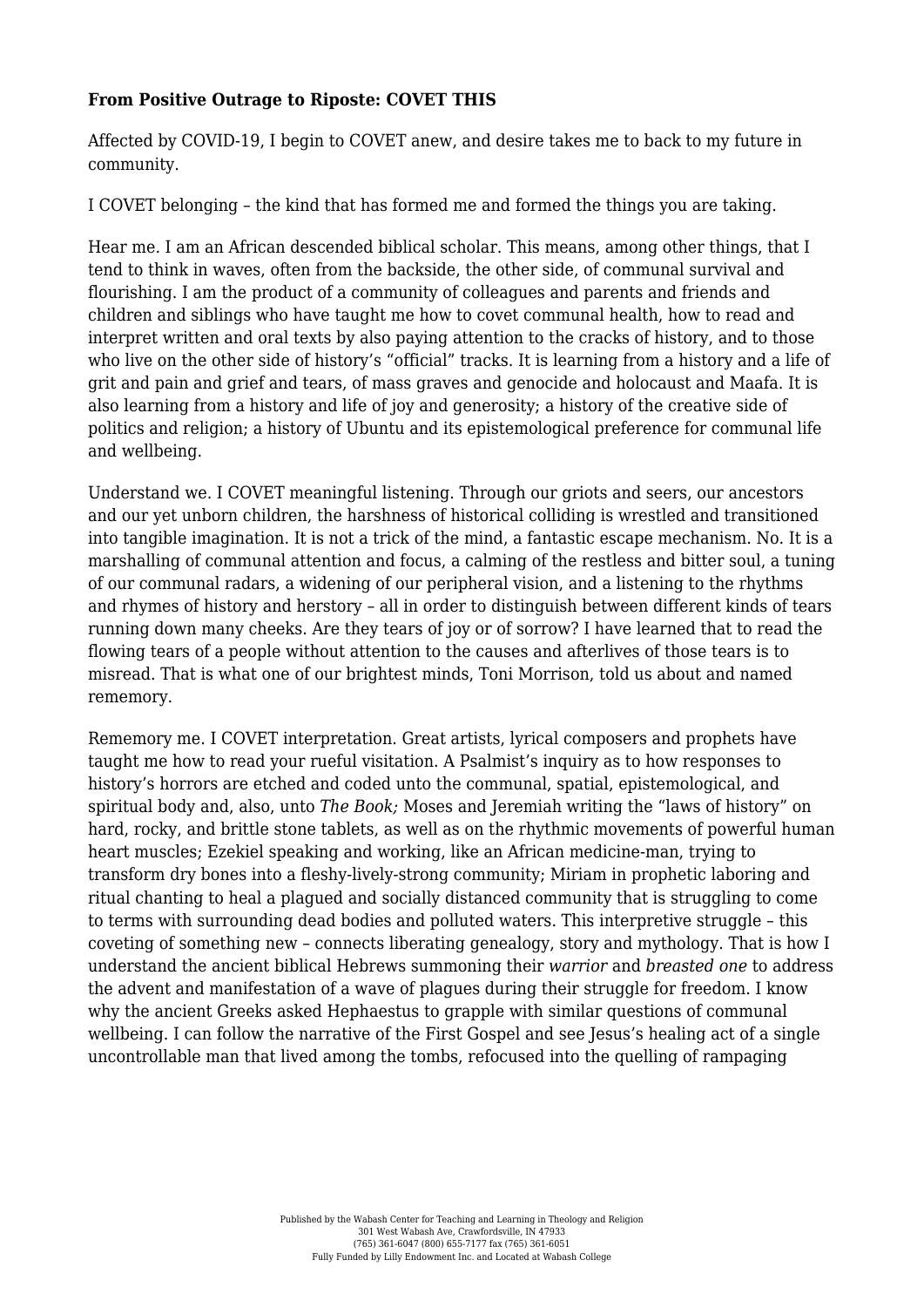**From Positive Outrage to Riposte: COVET THIS**

Affected by COVID-19, I begin to COVET anew, and desire takes me to back to my future in community.

I COVET belonging – the kind that has formed me and formed the things you are taking.

Hear me. I am an African descended biblical scholar. This means, among other things, that I tend to think in waves, often from the backside, the other side, of communal survival and flourishing. I am the product of a community of colleagues and parents and friends and children and siblings who have taught me how to covet communal health, how to read and interpret written and oral texts by also paying attention to the cracks of history, and to those who live on the other side of history's "official" tracks. It is learning from a history and a life of grit and pain and grief and tears, of mass graves and genocide and holocaust and Maafa. It is also learning from a history and life of joy and generosity; a history of the creative side of politics and religion; a history of Ubuntu and its epistemological preference for communal life and wellbeing.

Understand we. I COVET meaningful listening. Through our griots and seers, our ancestors and our yet unborn children, the harshness of historical colliding is wrestled and transitioned into tangible imagination. It is not a trick of the mind, a fantastic escape mechanism. No. It is a marshalling of communal attention and focus, a calming of the restless and bitter soul, a tuning of our communal radars, a widening of our peripheral vision, and a listening to the rhythms and rhymes of history and herstory – all in order to distinguish between different kinds of tears running down many cheeks. Are they tears of joy or of sorrow? I have learned that to read the flowing tears of a people without attention to the causes and afterlives of those tears is to misread. That is what one of our brightest minds, Toni Morrison, told us about and named rememory.

Rememory me. I COVET interpretation. Great artists, lyrical composers and prophets have taught me how to read your rueful visitation. A Psalmist's inquiry as to how responses to history's horrors are etched and coded unto the communal, spatial, epistemological, and spiritual body and, also, unto *The Book;* Moses and Jeremiah writing the "laws of history" on hard, rocky, and brittle stone tablets, as well as on the rhythmic movements of powerful human heart muscles; Ezekiel speaking and working, like an African medicine-man, trying to transform dry bones into a fleshy-lively-strong community; Miriam in prophetic laboring and ritual chanting to heal a plagued and socially distanced community that is struggling to come to terms with surrounding dead bodies and polluted waters. This interpretive struggle – this coveting of something new – connects liberating genealogy, story and mythology. That is how I understand the ancient biblical Hebrews summoning their *warrior* and *breasted one* to address the advent and manifestation of a wave of plagues during their struggle for freedom. I know why the ancient Greeks asked Hephaestus to grapple with similar questions of communal wellbeing. I can follow the narrative of the First Gospel and see Jesus's healing act of a single uncontrollable man that lived among the tombs, refocused into the quelling of rampaging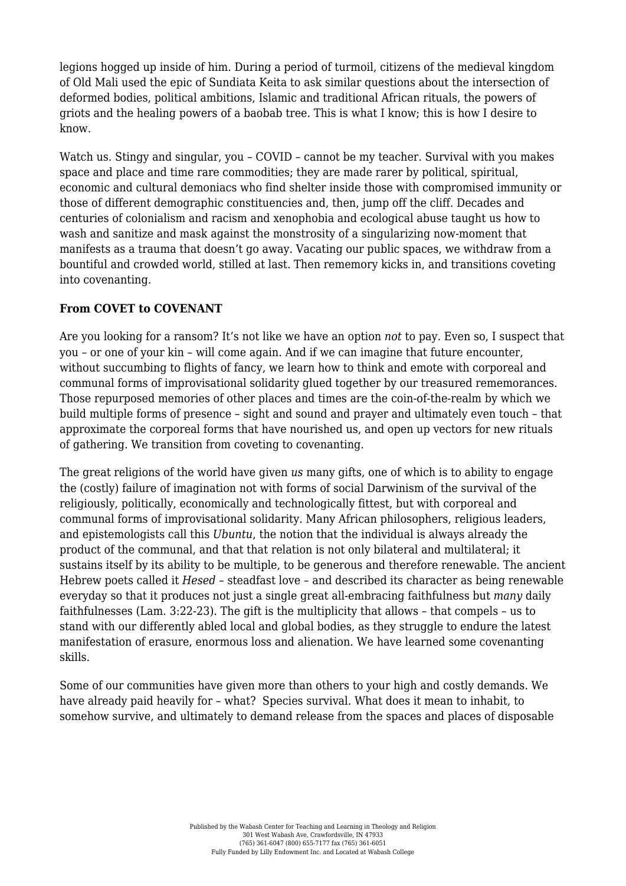legions hogged up inside of him. During a period of turmoil, citizens of the medieval kingdom of Old Mali used the epic of Sundiata Keita to ask similar questions about the intersection of deformed bodies, political ambitions, Islamic and traditional African rituals, the powers of griots and the healing powers of a baobab tree. This is what I know; this is how I desire to know.

Watch us. Stingy and singular, you – COVID – cannot be my teacher. Survival with you makes space and place and time rare commodities; they are made rarer by political, spiritual, economic and cultural demoniacs who find shelter inside those with compromised immunity or those of different demographic constituencies and, then, jump off the cliff. Decades and centuries of colonialism and racism and xenophobia and ecological abuse taught us how to wash and sanitize and mask against the monstrosity of a singularizing now-moment that manifests as a trauma that doesn't go away. Vacating our public spaces, we withdraw from a bountiful and crowded world, stilled at last. Then rememory kicks in, and transitions coveting into covenanting.

**From COVET to COVENANT**

Are you looking for a ransom? It's not like we have an option *not* to pay. Even so, I suspect that you – or one of your kin – will come again. And if we can imagine that future encounter, without succumbing to flights of fancy, we learn how to think and emote with corporeal and communal forms of improvisational solidarity glued together by our treasured rememorances. Those repurposed memories of other places and times are the coin-of-the-realm by which we build multiple forms of presence – sight and sound and prayer and ultimately even touch – that approximate the corporeal forms that have nourished us, and open up vectors for new rituals of gathering. We transition from coveting to covenanting.

The great religions of the world have given *us* many gifts, one of which is to ability to engage the (costly) failure of imagination not with forms of social Darwinism of the survival of the religiously, politically, economically and technologically fittest, but with corporeal and communal forms of improvisational solidarity. Many African philosophers, religious leaders, and epistemologists call this *Ubuntu*, the notion that the individual is always already the product of the communal, and that that relation is not only bilateral and multilateral; it sustains itself by its ability to be multiple, to be generous and therefore renewable. The ancient Hebrew poets called it *Hesed* – steadfast love – and described its character as being renewable everyday so that it produces not just a single great all-embracing faithfulness but *many* daily faithfulnesses (Lam. 3:22-23). The gift is the multiplicity that allows – that compels – us to stand with our differently abled local and global bodies, as they struggle to endure the latest manifestation of erasure, enormous loss and alienation. We have learned some covenanting skills.

Some of our communities have given more than others to your high and costly demands. We have already paid heavily for – what? Species survival. What does it mean to inhabit, to somehow survive, and ultimately to demand release from the spaces and places of disposable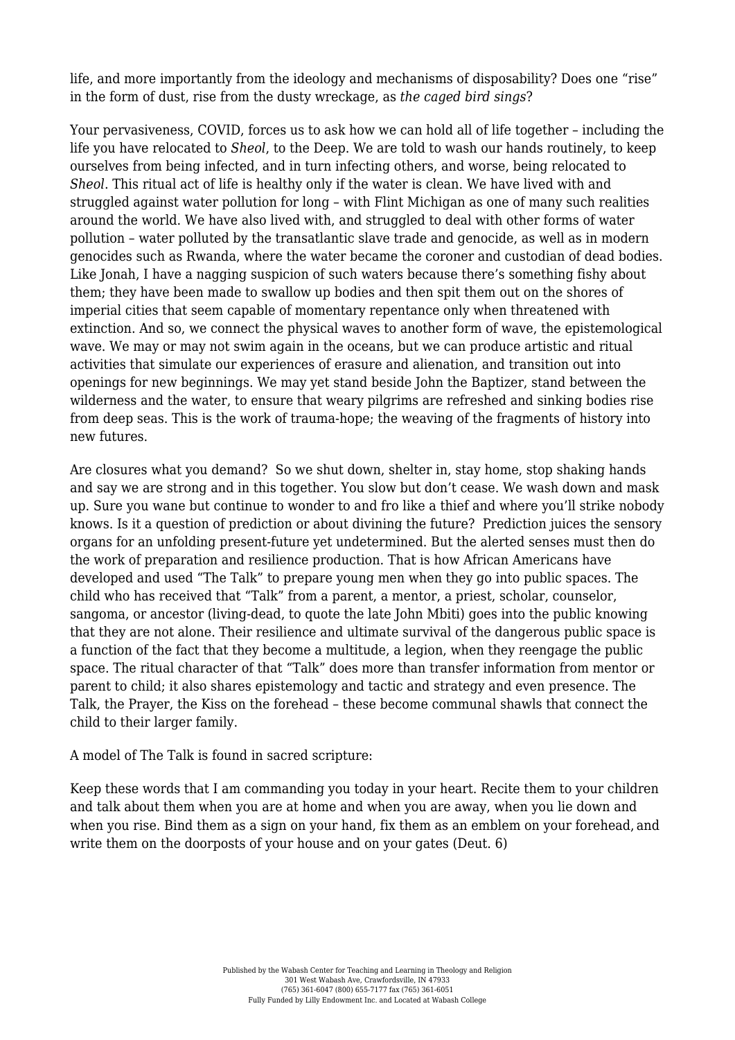life, and more importantly from the ideology and mechanisms of disposability? Does one "rise" in the form of dust, rise from the dusty wreckage, as *the caged bird sings*?

Your pervasiveness, COVID, forces us to ask how we can hold all of life together – including the life you have relocated to *Sheol*, to the Deep. We are told to wash our hands routinely, to keep ourselves from being infected, and in turn infecting others, and worse, being relocated to *Sheol*. This ritual act of life is healthy only if the water is clean. We have lived with and struggled against water pollution for long – with Flint Michigan as one of many such realities around the world. We have also lived with, and struggled to deal with other forms of water pollution – water polluted by the transatlantic slave trade and genocide, as well as in modern genocides such as Rwanda, where the water became the coroner and custodian of dead bodies. Like Jonah, I have a nagging suspicion of such waters because there's something fishy about them; they have been made to swallow up bodies and then spit them out on the shores of imperial cities that seem capable of momentary repentance only when threatened with extinction. And so, we connect the physical waves to another form of wave, the epistemological wave. We may or may not swim again in the oceans, but we can produce artistic and ritual activities that simulate our experiences of erasure and alienation, and transition out into openings for new beginnings. We may yet stand beside John the Baptizer, stand between the wilderness and the water, to ensure that weary pilgrims are refreshed and sinking bodies rise from deep seas. This is the work of trauma-hope; the weaving of the fragments of history into new futures.

Are closures what you demand? So we shut down, shelter in, stay home, stop shaking hands and say we are strong and in this together. You slow but don't cease. We wash down and mask up. Sure you wane but continue to wonder to and fro like a thief and where you'll strike nobody knows. Is it a question of prediction or about divining the future? Prediction juices the sensory organs for an unfolding present-future yet undetermined. But the alerted senses must then do the work of preparation and resilience production. That is how African Americans have developed and used "The Talk" to prepare young men when they go into public spaces. The child who has received that "Talk" from a parent, a mentor, a priest, scholar, counselor, sangoma, or ancestor (living-dead, to quote the late John Mbiti) goes into the public knowing that they are not alone. Their resilience and ultimate survival of the dangerous public space is a function of the fact that they become a multitude, a legion, when they reengage the public space. The ritual character of that "Talk" does more than transfer information from mentor or parent to child; it also shares epistemology and tactic and strategy and even presence. The Talk, the Prayer, the Kiss on the forehead – these become communal shawls that connect the child to their larger family.

A model of The Talk is found in sacred scripture:

Keep these words that I am commanding you today in your heart. Recite them to your children and talk about them when you are at home and when you are away, when you lie down and when you rise. Bind them as a sign on your hand, fix them as an emblem on your forehead, and write them on the doorposts of your house and on your gates (Deut. 6)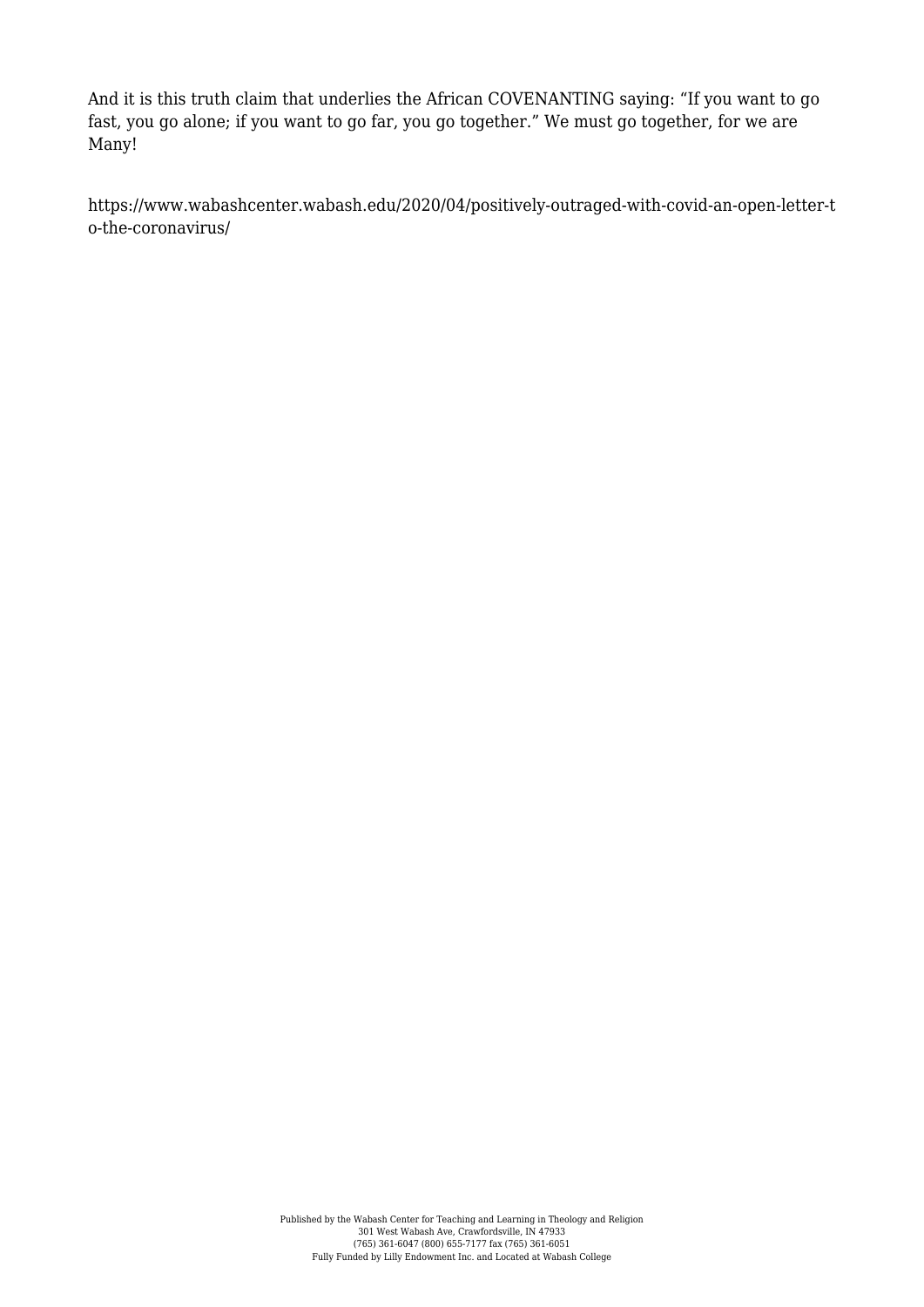And it is this truth claim that underlies the African COVENANTING saying: "If you want to go fast, you go alone; if you want to go far, you go together." We must go together, for we are Many!

https://www.wabashcenter.wabash.edu/2020/04/positively-outraged-with-covid-an-open-letter-to-the-coronavirus/